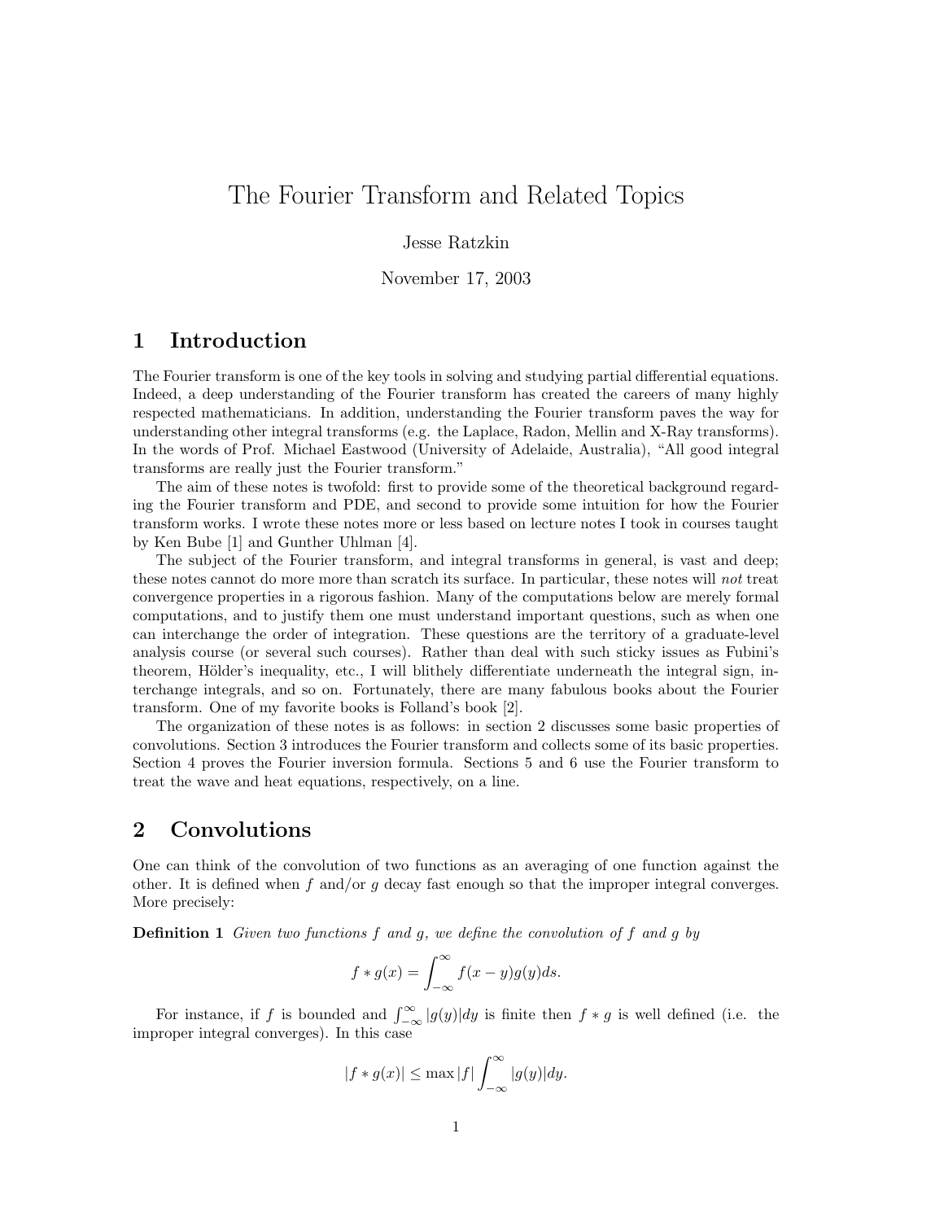# The Fourier Transform and Related Topics

Jesse Ratzkin

November 17, 2003

## 1 Introduction

The Fourier transform is one of the key tools in solving and studying partial differential equations. Indeed, a deep understanding of the Fourier transform has created the careers of many highly respected mathematicians. In addition, understanding the Fourier transform paves the way for understanding other integral transforms (e.g. the Laplace, Radon, Mellin and X-Ray transforms). In the words of Prof. Michael Eastwood (University of Adelaide, Australia), "All good integral transforms are really just the Fourier transform."

The aim of these notes is twofold: first to provide some of the theoretical background regarding the Fourier transform and PDE, and second to provide some intuition for how the Fourier transform works. I wrote these notes more or less based on lecture notes I took in courses taught by Ken Bube [1] and Gunther Uhlman [4].

The subject of the Fourier transform, and integral transforms in general, is vast and deep; these notes cannot do more more than scratch its surface. In particular, these notes will *not* treat convergence properties in a rigorous fashion. Many of the computations below are merely formal computations, and to justify them one must understand important questions, such as when one can interchange the order of integration. These questions are the territory of a graduate-level analysis course (or several such courses). Rather than deal with such sticky issues as Fubini's theorem, Hölder's inequality, etc., I will blithely differentiate underneath the integral sign, interchange integrals, and so on. Fortunately, there are many fabulous books about the Fourier transform. One of my favorite books is Folland's book [2].

The organization of these notes is as follows: in section 2 discusses some basic properties of convolutions. Section 3 introduces the Fourier transform and collects some of its basic properties. Section 4 proves the Fourier inversion formula. Sections 5 and 6 use the Fourier transform to treat the wave and heat equations, respectively, on a line.

## 2 Convolutions

One can think of the convolution of two functions as an averaging of one function against the other. It is defined when $f$ and/or $g$ decay fast enough so that the improper integral converges. More precisely:

**Definition 1** *Given two functions $f$ and $g$, we define the convolution of $f$ and $g$ by*

$$f * g(x) = \int_{-\infty}^{\infty} f(x-y)g(y)ds.$$

For instance, if $f$ is bounded and $\int_{-\infty}^{\infty} |g(y)|dy$ is finite then $f * g$ is well defined (i.e. the improper integral converges). In this case

$$|f * g(x)| \leq \max |f| \int_{-\infty}^{\infty} |g(y)|dy.$$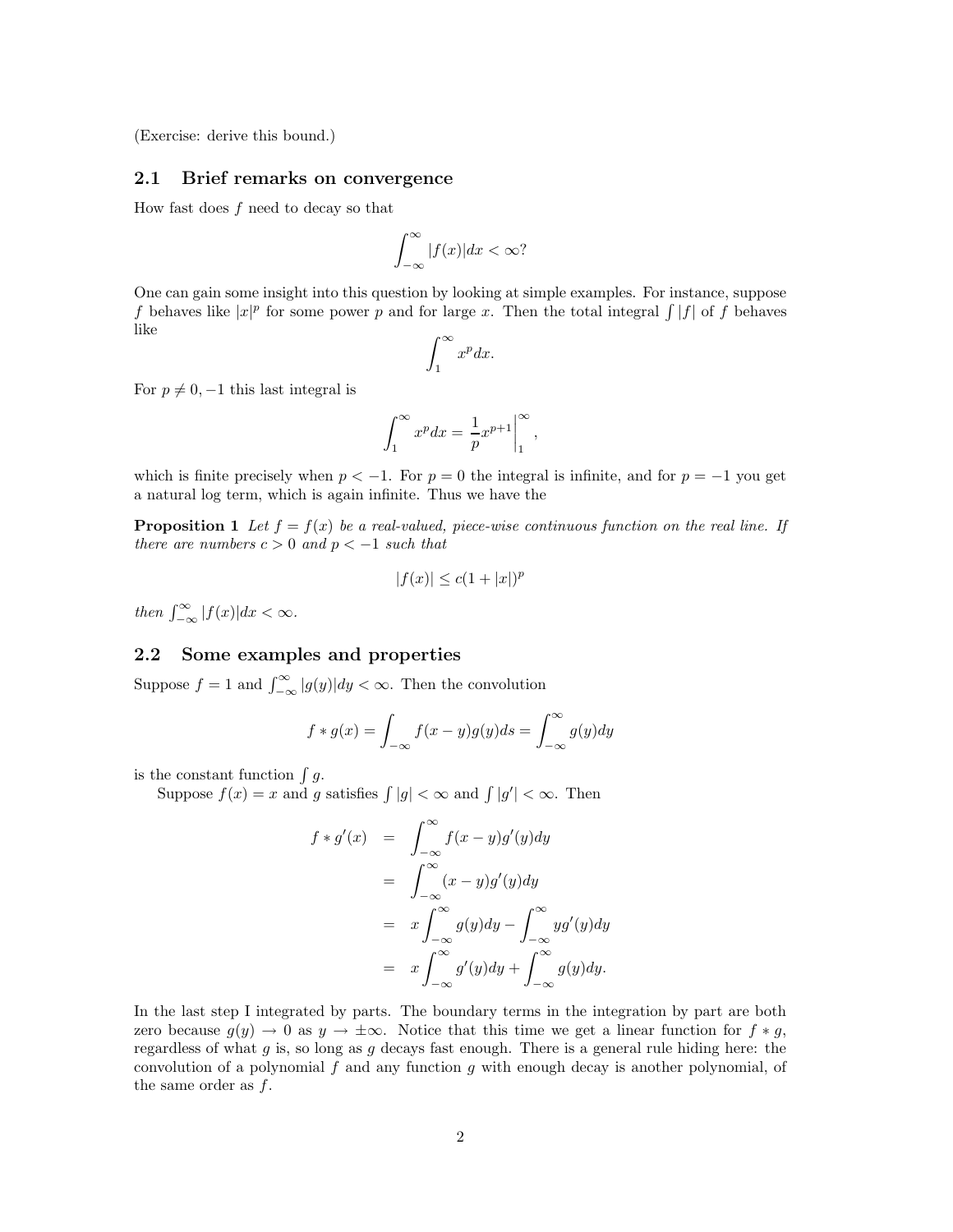(Exercise: derive this bound.)

## 2.1 Brief remarks on convergence

How fast does $f$ need to decay so that

$$\int_{-\infty}^{\infty} |f(x)|dx < \infty?$$

One can gain some insight into this question by looking at simple examples. For instance, suppose $f$ behaves like $|x|^p$ for some power $p$ and for large $x$. Then the total integral $\int |f|$ of $f$ behaves like

$$\int_1^{\infty} x^p dx.$$

For $p \neq 0, -1$ this last integral is

$$\int_1^{\infty} x^p dx = \frac{1}{p} x^{p+1} \Big|_1^{\infty},$$

which is finite precisely when $p < -1$. For $p = 0$ the integral is infinite, and for $p = -1$ you get a natural log term, which is again infinite. Thus we have the

**Proposition 1** *Let $f = f(x)$ be a real-valued, piece-wise continuous function on the real line. If there are numbers $c > 0$ and $p < -1$ such that*

$$|f(x)| \leq c(1 + |x|)^p$$

*then $\int_{-\infty}^{\infty} |f(x)|dx < \infty$.*

## 2.2 Some examples and properties

Suppose $f = 1$ and $\int_{-\infty}^{\infty} |g(y)|dy < \infty$. Then the convolution

$$f * g(x) = \int_{-\infty} f(x - y)g(y)ds = \int_{-\infty}^{\infty} g(y)dy$$

is the constant function $\int g$.

Suppose $f(x) = x$ and $g$ satisfies $\int |g| < \infty$ and $\int |g'| < \infty$. Then

$$\begin{aligned}
f * g'(x) &= \int_{-\infty}^{\infty} f(x - y)g'(y)dy \\
&= \int_{-\infty}^{\infty} (x - y)g'(y)dy \\
&= x \int_{-\infty}^{\infty} g(y)dy - \int_{-\infty}^{\infty} yg'(y)dy \\
&= x \int_{-\infty}^{\infty} g'(y)dy + \int_{-\infty}^{\infty} g(y)dy.
\end{aligned}$$

In the last step I integrated by parts. The boundary terms in the integration by part are both zero because $g(y) \to 0$ as $y \to \pm\infty$. Notice that this time we get a linear function for $f * g$, regardless of what $g$ is, so long as $g$ decays fast enough. There is a general rule hiding here: the convolution of a polynomial $f$ and any function $g$ with enough decay is another polynomial, of the same order as $f$.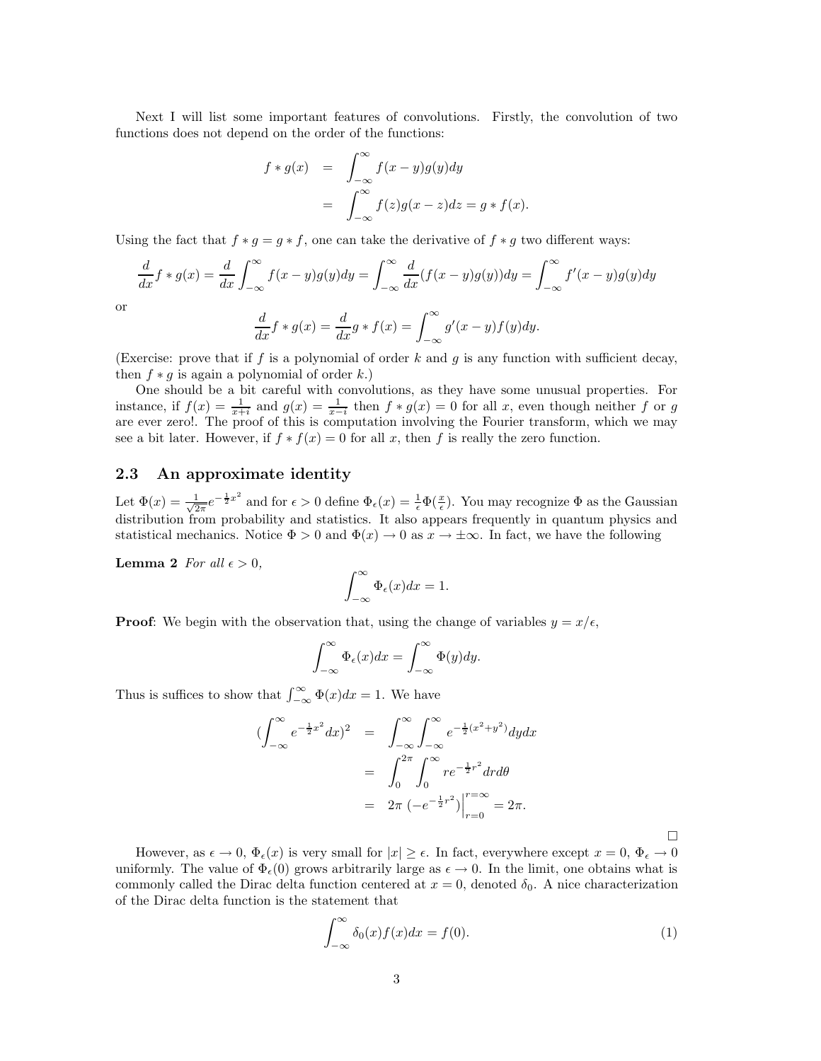Next I will list some important features of convolutions. Firstly, the convolution of two functions does not depend on the order of the functions:

$$
\begin{aligned}
f * g(x) &= \int_{-\infty}^{\infty} f(x-y)g(y)dy \\
&= \int_{-\infty}^{\infty} f(z)g(x-z)dz = g * f(x).
\end{aligned}
$$

Using the fact that $f * g = g * f$, one can take the derivative of $f * g$ two different ways:

$$
\frac{d}{dx} f * g(x) = \frac{d}{dx}\int_{-\infty}^{\infty} f(x-y)g(y)dy = \int_{-\infty}^{\infty} \frac{d}{dx}(f(x-y)g(y))dy = \int_{-\infty}^{\infty} f'(x-y)g(y)dy
$$

or

$$
\frac{d}{dx} f * g(x) = \frac{d}{dx} g * f(x) = \int_{-\infty}^{\infty} g'(x-y)f(y)dy.
$$

(Exercise: prove that if $f$ is a polynomial of order $k$ and $g$ is any function with sufficient decay, then $f * g$ is again a polynomial of order $k$.)

One should be a bit careful with convolutions, as they have some unusual properties. For instance, if $f(x) = \frac{1}{x+i}$ and $g(x) = \frac{1}{x-i}$ then $f * g(x) = 0$ for all $x$, even though neither $f$ or $g$ are ever zero!. The proof of this is computation involving the Fourier transform, which we may see a bit later. However, if $f * f(x) = 0$ for all $x$, then $f$ is really the zero function.

## 2.3 An approximate identity

Let $\Phi(x) = \frac{1}{\sqrt{2\pi}} e^{-\frac{1}{2}x^2}$ and for $\epsilon > 0$ define $\Phi_\epsilon(x) = \frac{1}{\epsilon}\Phi(\frac{x}{\epsilon})$. You may recognize $\Phi$ as the Gaussian distribution from probability and statistics. It also appears frequently in quantum physics and statistical mechanics. Notice $\Phi > 0$ and $\Phi(x) \to 0$ as $x \to \pm\infty$. In fact, we have the following

**Lemma 2** *For all $\epsilon > 0$,*

$$
\int_{-\infty}^{\infty} \Phi_\epsilon(x)dx = 1.
$$

**Proof**: We begin with the observation that, using the change of variables $y = x/\epsilon$,

$$
\int_{-\infty}^{\infty} \Phi_\epsilon(x)dx = \int_{-\infty}^{\infty} \Phi(y)dy.
$$

Thus is suffices to show that $\int_{-\infty}^{\infty} \Phi(x)dx = 1$. We have

$$
\begin{aligned}
\left(\int_{-\infty}^{\infty} e^{-\frac{1}{2}x^2}dx\right)^2 &= \int_{-\infty}^{\infty}\int_{-\infty}^{\infty} e^{-\frac{1}{2}(x^2+y^2)}dydx \\
&= \int_0^{2\pi}\int_0^{\infty} re^{-\frac{1}{2}r^2}drd\theta \\
&= 2\pi\,(-e^{-\frac{1}{2}r^2})\Big|_{r=0}^{r=\infty} = 2\pi.
\end{aligned}
$$

□

However, as $\epsilon \to 0$, $\Phi_\epsilon(x)$ is very small for $|x| \geq \epsilon$. In fact, everywhere except $x = 0$, $\Phi_\epsilon \to 0$ uniformly. The value of $\Phi_\epsilon(0)$ grows arbitrarily large as $\epsilon \to 0$. In the limit, one obtains what is commonly called the Dirac delta function centered at $x = 0$, denoted $\delta_0$. A nice characterization of the Dirac delta function is the statement that

$$
\int_{-\infty}^{\infty} \delta_0(x)f(x)dx = f(0). \tag{1}
$$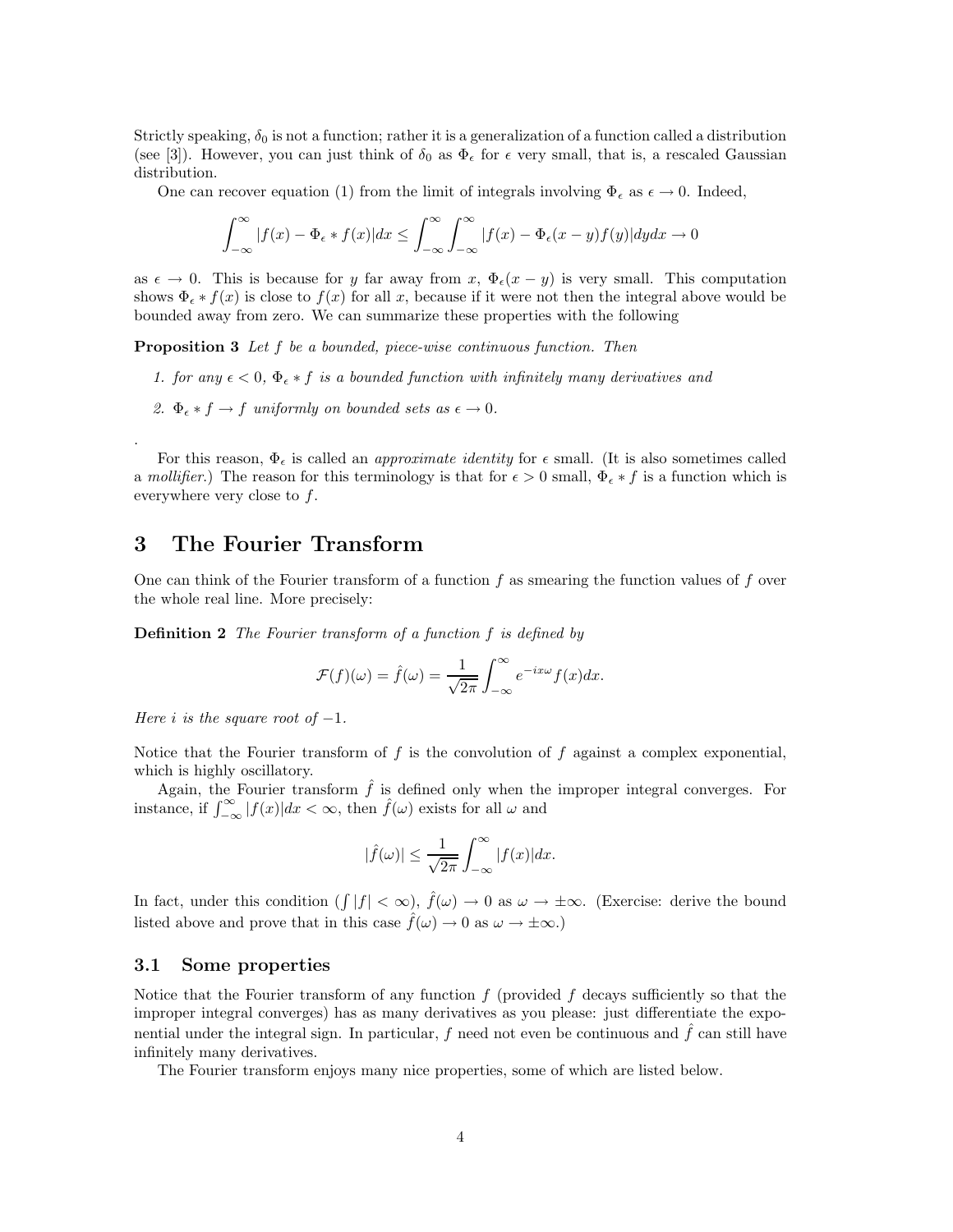Strictly speaking, $\delta_0$ is not a function; rather it is a generalization of a function called a distribution (see [3]). However, you can just think of $\delta_0$ as $\Phi_\epsilon$ for $\epsilon$ very small, that is, a rescaled Gaussian distribution.

One can recover equation (1) from the limit of integrals involving $\Phi_\epsilon$ as $\epsilon \to 0$. Indeed,

$$\int_{-\infty}^{\infty} |f(x) - \Phi_\epsilon * f(x)| dx \leq \int_{-\infty}^{\infty} \int_{-\infty}^{\infty} |f(x) - \Phi_\epsilon(x-y) f(y)| dy dx \to 0$$

as $\epsilon \to 0$. This is because for $y$ far away from $x$, $\Phi_\epsilon(x-y)$ is very small. This computation shows $\Phi_\epsilon * f(x)$ is close to $f(x)$ for all $x$, because if it were not then the integral above would be bounded away from zero. We can summarize these properties with the following

**Proposition 3** *Let $f$ be a bounded, piece-wise continuous function. Then*

1. *for any $\epsilon < 0$, $\Phi_\epsilon * f$ is a bounded function with infinitely many derivatives and*
2. *$\Phi_\epsilon * f \to f$ uniformly on bounded sets as $\epsilon \to 0$.*

.

For this reason, $\Phi_\epsilon$ is called an *approximate identity* for $\epsilon$ small. (It is also sometimes called a *mollifier*.) The reason for this terminology is that for $\epsilon > 0$ small, $\Phi_\epsilon * f$ is a function which is everywhere very close to $f$.

# 3 The Fourier Transform

One can think of the Fourier transform of a function $f$ as smearing the function values of $f$ over the whole real line. More precisely:

**Definition 2** *The Fourier transform of a function $f$ is defined by*

$$\mathcal{F}(f)(\omega) = \hat{f}(\omega) = \frac{1}{\sqrt{2\pi}} \int_{-\infty}^{\infty} e^{-ix\omega} f(x) dx.$$

*Here $i$ is the square root of $-1$.*

Notice that the Fourier transform of $f$ is the convolution of $f$ against a complex exponential, which is highly oscillatory.

Again, the Fourier transform $\hat{f}$ is defined only when the improper integral converges. For instance, if $\int_{-\infty}^{\infty} |f(x)| dx < \infty$, then $\hat{f}(\omega)$ exists for all $\omega$ and

$$|\hat{f}(\omega)| \leq \frac{1}{\sqrt{2\pi}} \int_{-\infty}^{\infty} |f(x)| dx.$$

In fact, under this condition ($\int |f| < \infty$), $\hat{f}(\omega) \to 0$ as $\omega \to \pm\infty$. (Exercise: derive the bound listed above and prove that in this case $\hat{f}(\omega) \to 0$ as $\omega \to \pm\infty$.)

## 3.1 Some properties

Notice that the Fourier transform of any function $f$ (provided $f$ decays sufficiently so that the improper integral converges) has as many derivatives as you please: just differentiate the exponential under the integral sign. In particular, $f$ need not even be continuous and $\hat{f}$ can still have infinitely many derivatives.

The Fourier transform enjoys many nice properties, some of which are listed below.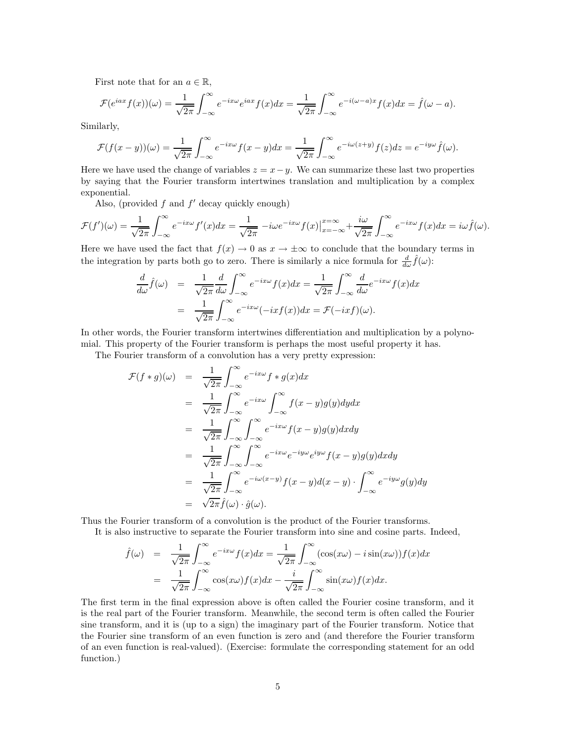First note that for an $a \in \mathbb{R}$,

$$\mathcal{F}(e^{iax}f(x))(\omega) = \frac{1}{\sqrt{2\pi}}\int_{-\infty}^{\infty} e^{-ix\omega}e^{iax}f(x)dx = \frac{1}{\sqrt{2\pi}}\int_{-\infty}^{\infty} e^{-i(\omega-a)x}f(x)dx = \hat{f}(\omega - a).$$

Similarly,

$$\mathcal{F}(f(x-y))(\omega) = \frac{1}{\sqrt{2\pi}}\int_{-\infty}^{\infty} e^{-ix\omega}f(x-y)dx = \frac{1}{\sqrt{2\pi}}\int_{-\infty}^{\infty} e^{-i\omega(z+y)}f(z)dz = e^{-iy\omega}\hat{f}(\omega).$$

Here we have used the change of variables $z = x - y$. We can summarize these last two properties by saying that the Fourier transform intertwines translation and multiplication by a complex exponential.

Also, (provided $f$ and $f'$ decay quickly enough)

$$\mathcal{F}(f')(\omega) = \frac{1}{\sqrt{2\pi}}\int_{-\infty}^{\infty} e^{-ix\omega}f'(x)dx = \frac{1}{\sqrt{2\pi}} -i\omega e^{-ix\omega}f(x)\Big|_{x=-\infty}^{x=\infty} + \frac{i\omega}{\sqrt{2\pi}}\int_{-\infty}^{\infty} e^{-ix\omega}f(x)dx = i\omega\hat{f}(\omega).$$

Here we have used the fact that $f(x) \to 0$ as $x \to \pm\infty$ to conclude that the boundary terms in the integration by parts both go to zero. There is similarly a nice formula for $\frac{d}{d\omega}\hat{f}(\omega)$:

$$\begin{aligned}
\frac{d}{d\omega}\hat{f}(\omega) &= \frac{1}{\sqrt{2\pi}}\frac{d}{d\omega}\int_{-\infty}^{\infty} e^{-ix\omega}f(x)dx = \frac{1}{\sqrt{2\pi}}\int_{-\infty}^{\infty} \frac{d}{d\omega}e^{-ix\omega}f(x)dx \\
&= \frac{1}{\sqrt{2\pi}}\int_{-\infty}^{\infty} e^{-ix\omega}(-ixf(x))dx = \mathcal{F}(-ixf)(\omega).
\end{aligned}$$

In other words, the Fourier transform intertwines differentiation and multiplication by a polynomial. This property of the Fourier transform is perhaps the most useful property it has.

The Fourier transform of a convolution has a very pretty expression:

$$\begin{aligned}
\mathcal{F}(f * g)(\omega) &= \frac{1}{\sqrt{2\pi}}\int_{-\infty}^{\infty} e^{-ix\omega} f * g(x)dx \\
&= \frac{1}{\sqrt{2\pi}}\int_{-\infty}^{\infty} e^{-ix\omega}\int_{-\infty}^{\infty} f(x-y)g(y)dydx \\
&= \frac{1}{\sqrt{2\pi}}\int_{-\infty}^{\infty}\int_{-\infty}^{\infty} e^{-ix\omega}f(x-y)g(y)dxdy \\
&= \frac{1}{\sqrt{2\pi}}\int_{-\infty}^{\infty}\int_{-\infty}^{\infty} e^{-ix\omega}e^{-iy\omega}e^{iy\omega}f(x-y)g(y)dxdy \\
&= \frac{1}{\sqrt{2\pi}}\int_{-\infty}^{\infty} e^{-i\omega(x-y)}f(x-y)d(x-y) \cdot \int_{-\infty}^{\infty} e^{-iy\omega}g(y)dy \\
&= \sqrt{2\pi}\hat{f}(\omega) \cdot \hat{g}(\omega).
\end{aligned}$$

Thus the Fourier transform of a convolution is the product of the Fourier transforms.

It is also instructive to separate the Fourier transform into sine and cosine parts. Indeed,

$$\begin{aligned}
\hat{f}(\omega) &= \frac{1}{\sqrt{2\pi}}\int_{-\infty}^{\infty} e^{-ix\omega}f(x)dx = \frac{1}{\sqrt{2\pi}}\int_{-\infty}^{\infty}(\cos(x\omega) - i\sin(x\omega))f(x)dx \\
&= \frac{1}{\sqrt{2\pi}}\int_{-\infty}^{\infty}\cos(x\omega)f(x)dx - \frac{i}{\sqrt{2\pi}}\int_{-\infty}^{\infty}\sin(x\omega)f(x)dx.
\end{aligned}$$

The first term in the final expression above is often called the Fourier cosine transform, and it is the real part of the Fourier transform. Meanwhile, the second term is often called the Fourier sine transform, and it is (up to a sign) the imaginary part of the Fourier transform. Notice that the Fourier sine transform of an even function is zero and (and therefore the Fourier transform of an even function is real-valued). (Exercise: formulate the corresponding statement for an odd function.)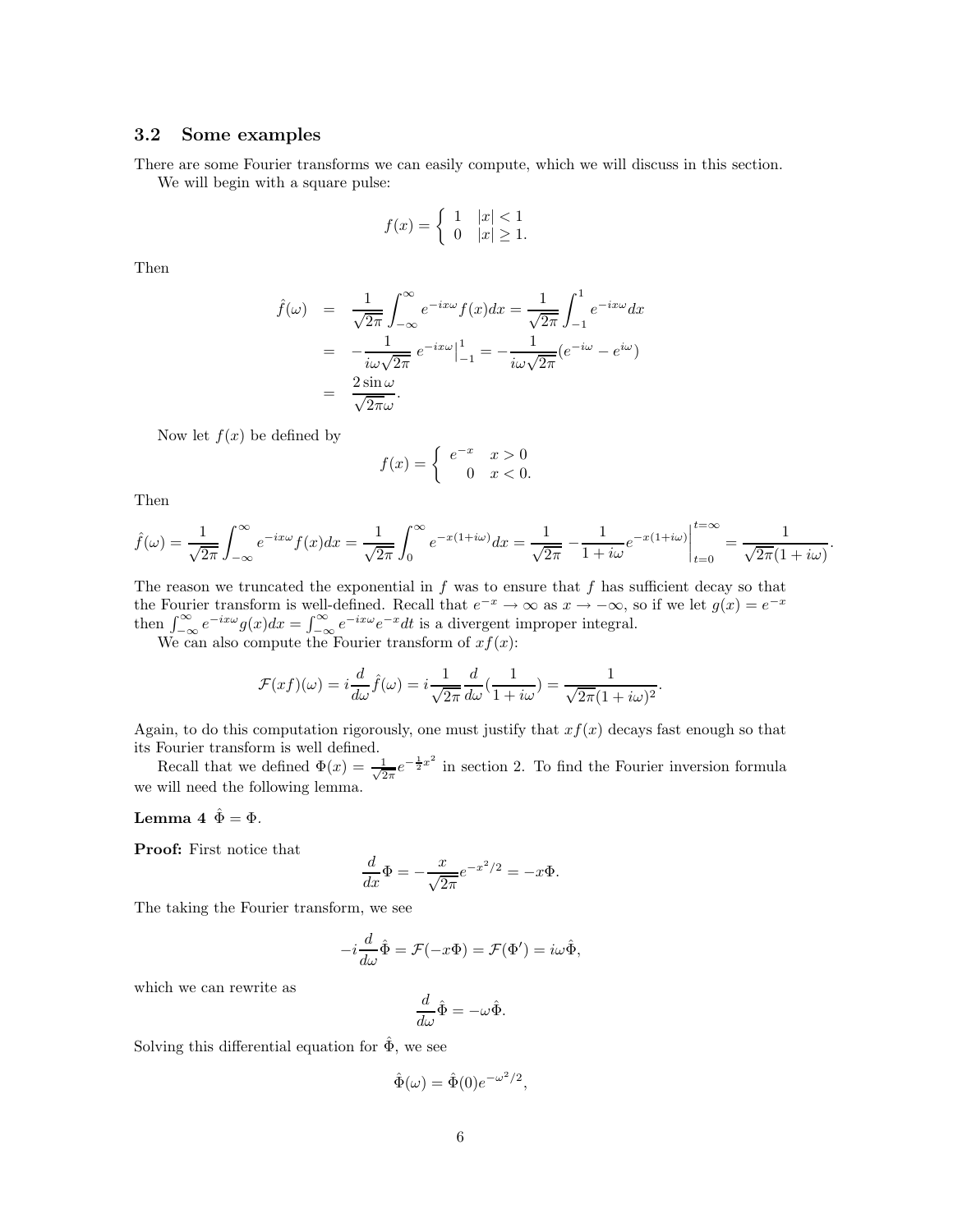### 3.2 Some examples

There are some Fourier transforms we can easily compute, which we will discuss in this section.

We will begin with a square pulse:

$$f(x) = \begin{cases} 1 & |x| < 1 \\ 0 & |x| \geq 1. \end{cases}$$

Then

$$\begin{aligned}
\hat{f}(\omega) &= \frac{1}{\sqrt{2\pi}} \int_{-\infty}^{\infty} e^{-ix\omega} f(x) dx = \frac{1}{\sqrt{2\pi}} \int_{-1}^{1} e^{-ix\omega} dx \\
&= -\frac{1}{i\omega\sqrt{2\pi}} \, e^{-ix\omega}\big|_{-1}^{1} = -\frac{1}{i\omega\sqrt{2\pi}} (e^{-i\omega} - e^{i\omega}) \\
&= \frac{2\sin\omega}{\sqrt{2\pi}\omega}.
\end{aligned}$$

Now let $f(x)$ be defined by

$$f(x) = \begin{cases} e^{-x} & x > 0 \\ 0 & x < 0. \end{cases}$$

Then

$$\hat{f}(\omega) = \frac{1}{\sqrt{2\pi}} \int_{-\infty}^{\infty} e^{-ix\omega} f(x) dx = \frac{1}{\sqrt{2\pi}} \int_{0}^{\infty} e^{-x(1+i\omega)} dx = \frac{1}{\sqrt{2\pi}} \left. -\frac{1}{1+i\omega} e^{-x(1+i\omega)} \right|_{t=0}^{t=\infty} = \frac{1}{\sqrt{2\pi}(1+i\omega)}.$$

The reason we truncated the exponential in $f$ was to ensure that $f$ has sufficient decay so that the Fourier transform is well-defined. Recall that $e^{-x} \to \infty$ as $x \to -\infty$, so if we let $g(x) = e^{-x}$ then $\int_{-\infty}^{\infty} e^{-ix\omega} g(x) dx = \int_{-\infty}^{\infty} e^{-ix\omega} e^{-x} dt$ is a divergent improper integral.

We can also compute the Fourier transform of $xf(x)$:

$$\mathcal{F}(xf)(\omega) = i\frac{d}{d\omega}\hat{f}(\omega) = i\frac{1}{\sqrt{2\pi}}\frac{d}{d\omega}\left(\frac{1}{1+i\omega}\right) = \frac{1}{\sqrt{2\pi}(1+i\omega)^2}.$$

Again, to do this computation rigorously, one must justify that $xf(x)$ decays fast enough so that its Fourier transform is well defined.

Recall that we defined $\Phi(x) = \frac{1}{\sqrt{2\pi}} e^{-\frac{1}{2}x^2}$ in section 2. To find the Fourier inversion formula we will need the following lemma.

**Lemma 4** $\hat{\Phi} = \Phi$.

**Proof:** First notice that

$$\frac{d}{dx}\Phi = -\frac{x}{\sqrt{2\pi}} e^{-x^2/2} = -x\Phi.$$

The taking the Fourier transform, we see

$$-i\frac{d}{d\omega}\hat{\Phi} = \mathcal{F}(-x\Phi) = \mathcal{F}(\Phi') = i\omega\hat{\Phi},$$

which we can rewrite as

$$\frac{d}{d\omega}\hat{\Phi} = -\omega\hat{\Phi}.$$

Solving this differential equation for $\hat{\Phi}$, we see

$$\hat{\Phi}(\omega) = \hat{\Phi}(0) e^{-\omega^2/2},$$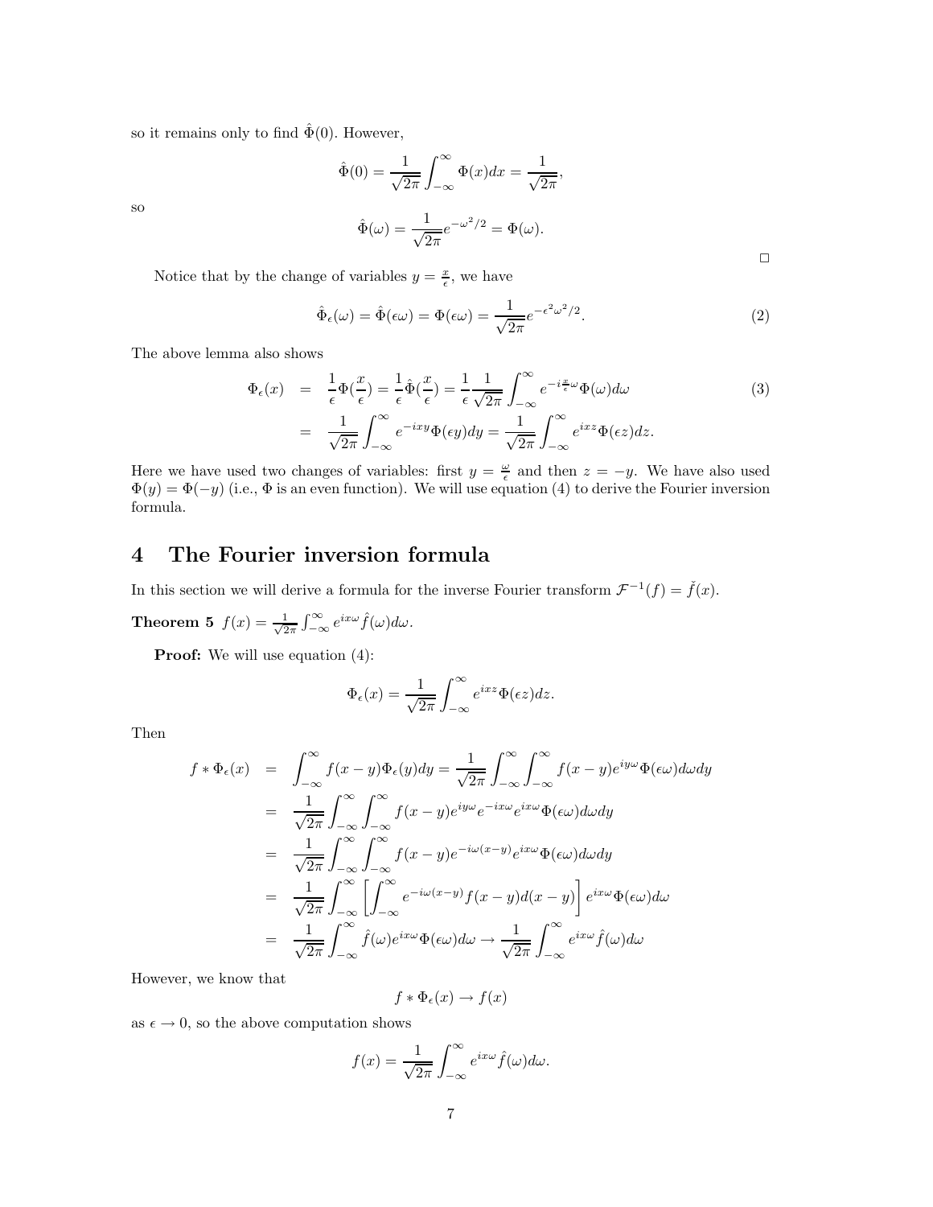so it remains only to find $\hat{\Phi}(0)$. However,

$$\hat{\Phi}(0) = \frac{1}{\sqrt{2\pi}} \int_{-\infty}^{\infty} \Phi(x) dx = \frac{1}{\sqrt{2\pi}},$$

so

$$\hat{\Phi}(\omega) = \frac{1}{\sqrt{2\pi}} e^{-\omega^2/2} = \Phi(\omega).$$

□

Notice that by the change of variables $y = \frac{x}{\epsilon}$, we have

$$\hat{\Phi}_\epsilon(\omega) = \hat{\Phi}(\epsilon\omega) = \Phi(\epsilon\omega) = \frac{1}{\sqrt{2\pi}} e^{-\epsilon^2\omega^2/2}. \tag{2}$$

The above lemma also shows

$$\begin{aligned} \Phi_\epsilon(x) &= \frac{1}{\epsilon}\Phi\left(\frac{x}{\epsilon}\right) = \frac{1}{\epsilon}\hat{\Phi}\left(\frac{x}{\epsilon}\right) = \frac{1}{\epsilon}\frac{1}{\sqrt{2\pi}} \int_{-\infty}^{\infty} e^{-i\frac{x}{\epsilon}\omega} \Phi(\omega) d\omega \qquad (3) \\ &= \frac{1}{\sqrt{2\pi}} \int_{-\infty}^{\infty} e^{-ixy} \Phi(\epsilon y) dy = \frac{1}{\sqrt{2\pi}} \int_{-\infty}^{\infty} e^{ixz} \Phi(\epsilon z) dz. \end{aligned}$$

Here we have used two changes of variables: first $y = \frac{\omega}{\epsilon}$ and then $z = -y$. We have also used $\Phi(y) = \Phi(-y)$ (i.e., $\Phi$ is an even function). We will use equation (4) to derive the Fourier inversion formula.

## 4 The Fourier inversion formula

In this section we will derive a formula for the inverse Fourier transform $\mathcal{F}^{-1}(f) = \check{f}(x)$.

**Theorem 5** $f(x) = \frac{1}{\sqrt{2\pi}} \int_{-\infty}^{\infty} e^{ix\omega} \hat{f}(\omega) d\omega$.

**Proof:** We will use equation (4):

$$\Phi_\epsilon(x) = \frac{1}{\sqrt{2\pi}} \int_{-\infty}^{\infty} e^{ixz} \Phi(\epsilon z) dz.$$

Then

$$\begin{aligned} f * \Phi_\epsilon(x) &= \int_{-\infty}^{\infty} f(x-y)\Phi_\epsilon(y) dy = \frac{1}{\sqrt{2\pi}} \int_{-\infty}^{\infty}\int_{-\infty}^{\infty} f(x-y) e^{iy\omega} \Phi(\epsilon\omega) d\omega dy \\ &= \frac{1}{\sqrt{2\pi}} \int_{-\infty}^{\infty}\int_{-\infty}^{\infty} f(x-y) e^{iy\omega} e^{-ix\omega} e^{ix\omega} \Phi(\epsilon\omega) d\omega dy \\ &= \frac{1}{\sqrt{2\pi}} \int_{-\infty}^{\infty}\int_{-\infty}^{\infty} f(x-y) e^{-i\omega(x-y)} e^{ix\omega} \Phi(\epsilon\omega) d\omega dy \\ &= \frac{1}{\sqrt{2\pi}} \int_{-\infty}^{\infty} \left[\int_{-\infty}^{\infty} e^{-i\omega(x-y)} f(x-y) d(x-y)\right] e^{ix\omega} \Phi(\epsilon\omega) d\omega \\ &= \frac{1}{\sqrt{2\pi}} \int_{-\infty}^{\infty} \hat{f}(\omega) e^{ix\omega} \Phi(\epsilon\omega) d\omega \to \frac{1}{\sqrt{2\pi}} \int_{-\infty}^{\infty} e^{ix\omega} \hat{f}(\omega) d\omega \end{aligned}$$

However, we know that

$$f * \Phi_\epsilon(x) \to f(x)$$

as $\epsilon \to 0$, so the above computation shows

$$f(x) = \frac{1}{\sqrt{2\pi}} \int_{-\infty}^{\infty} e^{ix\omega} \hat{f}(\omega) d\omega.$$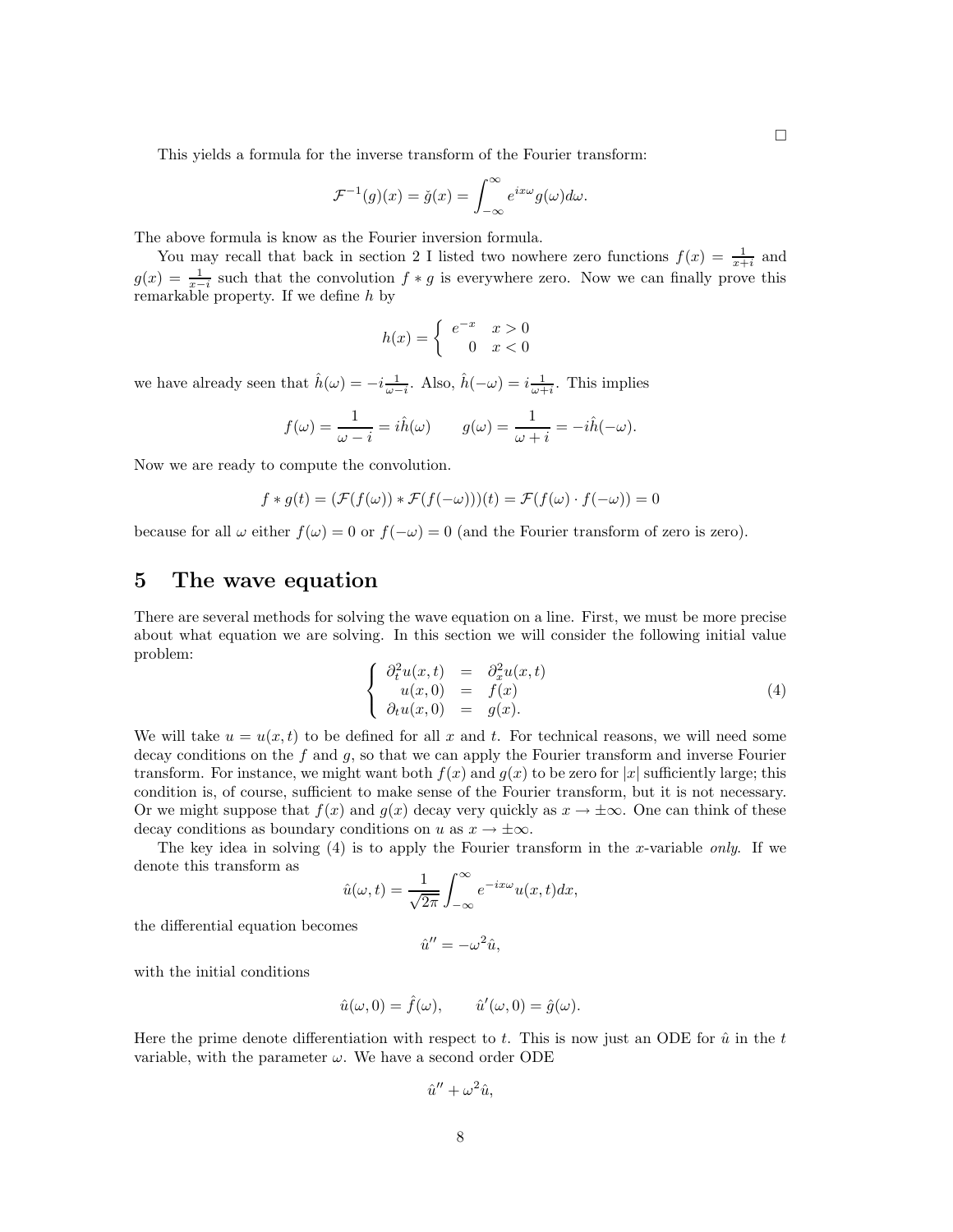□

This yields a formula for the inverse transform of the Fourier transform:

$$\mathcal{F}^{-1}(g)(x) = \check{g}(x) = \int_{-\infty}^{\infty} e^{ix\omega} g(\omega) d\omega.$$

The above formula is know as the Fourier inversion formula.

You may recall that back in section 2 I listed two nowhere zero functions $f(x) = \frac{1}{x+i}$ and $g(x) = \frac{1}{x-i}$ such that the convolution $f * g$ is everywhere zero. Now we can finally prove this remarkable property. If we define $h$ by

$$h(x) = \begin{cases} e^{-x} & x > 0 \\ 0 & x < 0 \end{cases}$$

we have already seen that $\hat{h}(\omega) = -i\frac{1}{\omega - i}$. Also, $\hat{h}(-\omega) = i\frac{1}{\omega+i}$. This implies

$$f(\omega) = \frac{1}{\omega - i} = i\hat{h}(\omega) \qquad g(\omega) = \frac{1}{\omega + i} = -i\hat{h}(-\omega).$$

Now we are ready to compute the convolution.

$$f * g(t) = (\mathcal{F}(f(\omega)) * \mathcal{F}(f(-\omega)))(t) = \mathcal{F}(f(\omega) \cdot f(-\omega)) = 0$$

because for all $\omega$ either $f(\omega) = 0$ or $f(-\omega) = 0$ (and the Fourier transform of zero is zero).

## 5 The wave equation

There are several methods for solving the wave equation on a line. First, we must be more precise about what equation we are solving. In this section we will consider the following initial value problem:

$$\begin{cases} \partial_t^2 u(x,t) &=& \partial_x^2 u(x,t) \\ u(x,0) &=& f(x) \\ \partial_t u(x,0) &=& g(x). \end{cases} \tag{4}$$

We will take $u = u(x,t)$ to be defined for all $x$ and $t$. For technical reasons, we will need some decay conditions on the $f$ and $g$, so that we can apply the Fourier transform and inverse Fourier transform. For instance, we might want both $f(x)$ and $g(x)$ to be zero for $|x|$ sufficiently large; this condition is, of course, sufficient to make sense of the Fourier transform, but it is not necessary. Or we might suppose that $f(x)$ and $g(x)$ decay very quickly as $x \to \pm\infty$. One can think of these decay conditions as boundary conditions on $u$ as $x \to \pm\infty$.

The key idea in solving (4) is to apply the Fourier transform in the $x$-variable *only*. If we denote this transform as

$$\hat{u}(\omega, t) = \frac{1}{\sqrt{2\pi}} \int_{-\infty}^{\infty} e^{-ix\omega} u(x,t) dx,$$

the differential equation becomes

$$\hat{u}'' = -\omega^2 \hat{u},$$

with the initial conditions

$$\hat{u}(\omega, 0) = \hat{f}(\omega), \qquad \hat{u}'(\omega, 0) = \hat{g}(\omega).$$

Here the prime denote differentiation with respect to $t$. This is now just an ODE for $\hat{u}$ in the $t$ variable, with the parameter $\omega$. We have a second order ODE

$$\hat{u}'' + \omega^2 \hat{u},$$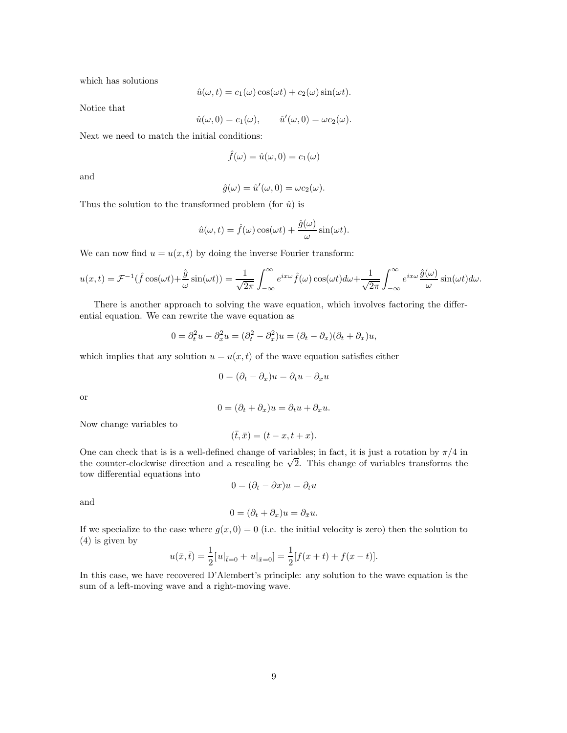which has solutions

$$\hat{u}(\omega, t) = c_1(\omega)\cos(\omega t) + c_2(\omega)\sin(\omega t).$$

Notice that

$$\hat{u}(\omega, 0) = c_1(\omega), \qquad \hat{u}'(\omega, 0) = \omega c_2(\omega).$$

Next we need to match the initial conditions:

$$\hat{f}(\omega) = \hat{u}(\omega, 0) = c_1(\omega)$$

and

$$\hat{g}(\omega) = \hat{u}'(\omega, 0) = \omega c_2(\omega).$$

Thus the solution to the transformed problem (for $\hat{u}$) is

$$\hat{u}(\omega, t) = \hat{f}(\omega)\cos(\omega t) + \frac{\hat{g}(\omega)}{\omega}\sin(\omega t).$$

We can now find $u = u(x, t)$ by doing the inverse Fourier transform:

$$u(x,t) = \mathcal{F}^{-1}(\hat{f}\cos(\omega t) + \frac{\hat{g}}{\omega}\sin(\omega t)) = \frac{1}{\sqrt{2\pi}}\int_{-\infty}^{\infty} e^{ix\omega}\hat{f}(\omega)\cos(\omega t)d\omega + \frac{1}{\sqrt{2\pi}}\int_{-\infty}^{\infty} e^{ix\omega}\frac{\hat{g}(\omega)}{\omega}\sin(\omega t)d\omega.$$

There is another approach to solving the wave equation, which involves factoring the differential equation. We can rewrite the wave equation as

$$0 = \partial_t^2 u - \partial_x^2 u = (\partial_t^2 - \partial_x^2)u = (\partial_t - \partial_x)(\partial_t + \partial_x)u,$$

which implies that any solution $u = u(x, t)$ of the wave equation satisfies either

$$0 = (\partial_t - \partial_x)u = \partial_t u - \partial_x u$$

or

$$0 = (\partial_t + \partial_x)u = \partial_t u + \partial_x u.$$

Now change variables to

$$(\bar{t}, \bar{x}) = (t - x, t + x).$$

One can check that is is a well-defined change of variables; in fact, it is just a rotation by $\pi/4$ in the counter-clockwise direction and a rescaling be $\sqrt{2}$. This change of variables transforms the tow differential equations into

$$0 = (\partial_t - \partial x)u = \partial_{\bar{t}} u$$

and

$$0 = (\partial_t + \partial_x)u = \partial_{\bar{x}} u.$$

If we specialize to the case where $g(x, 0) = 0$ (i.e. the initial velocity is zero) then the solution to (4) is given by

$$u(\bar{x}, \bar{t}) = \frac{1}{2}[u|_{\bar{t}=0} + u|_{\bar{x}=0}] = \frac{1}{2}[f(x+t) + f(x-t)].$$

In this case, we have recovered D'Alembert's principle: any solution to the wave equation is the sum of a left-moving wave and a right-moving wave.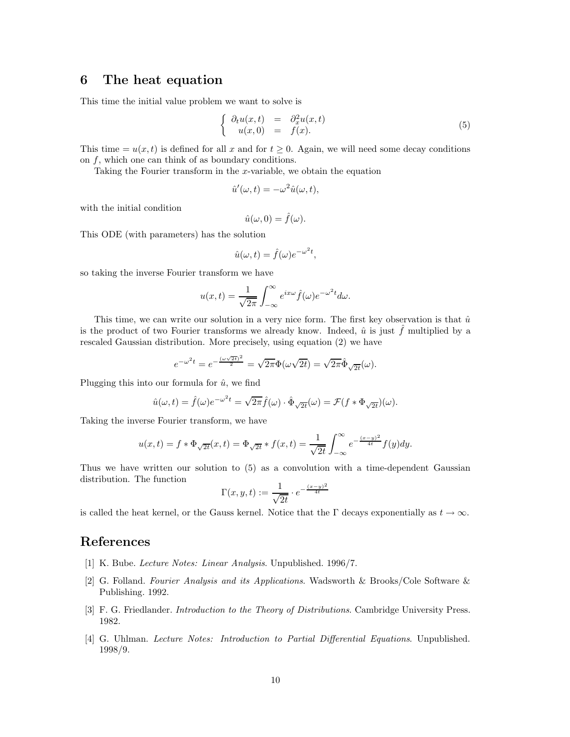## 6 The heat equation

This time the initial value problem we want to solve is

$$\begin{cases} \partial_t u(x,t) &= \partial_x^2 u(x,t) \\ u(x,0) &= f(x). \end{cases} \tag{5}$$

This time $= u(x,t)$ is defined for all $x$ and for $t \geq 0$. Again, we will need some decay conditions on $f$, which one can think of as boundary conditions.

Taking the Fourier transform in the $x$-variable, we obtain the equation

$$\hat{u}'(\omega,t) = -\omega^2 \hat{u}(\omega,t),$$

with the initial condition

$$\hat{u}(\omega,0) = \hat{f}(\omega).$$

This ODE (with parameters) has the solution

$$\hat{u}(\omega,t) = \hat{f}(\omega)e^{-\omega^2 t},$$

so taking the inverse Fourier transform we have

$$u(x,t) = \frac{1}{\sqrt{2\pi}} \int_{-\infty}^{\infty} e^{ix\omega} \hat{f}(\omega) e^{-\omega^2 t} d\omega.$$

This time, we can write our solution in a very nice form. The first key observation is that $\hat{u}$ is the product of two Fourier transforms we already know. Indeed, $\hat{u}$ is just $\hat{f}$ multiplied by a rescaled Gaussian distribution. More precisely, using equation (2) we have

$$e^{-\omega^2 t} = e^{-\frac{(\omega\sqrt{2t})^2}{2}} = \sqrt{2\pi}\Phi(\omega\sqrt{2t}) = \sqrt{2\pi}\hat{\Phi}_{\sqrt{2t}}(\omega).$$

Plugging this into our formula for $\hat{u}$, we find

$$\hat{u}(\omega,t) = \hat{f}(\omega)e^{-\omega^2 t} = \sqrt{2\pi}\hat{f}(\omega) \cdot \hat{\Phi}_{\sqrt{2t}}(\omega) = \mathcal{F}(f * \Phi_{\sqrt{2t}})(\omega).$$

Taking the inverse Fourier transform, we have

$$u(x,t) = f * \Phi_{\sqrt{2t}}(x,t) = \Phi_{\sqrt{2t}} * f(x,t) = \frac{1}{\sqrt{2t}} \int_{-\infty}^{\infty} e^{-\frac{(x-y)^2}{4t}} f(y) dy.$$

Thus we have written our solution to (5) as a convolution with a time-dependent Gaussian distribution. The function

$$\Gamma(x,y,t) := \frac{1}{\sqrt{2t}} \cdot e^{-\frac{(x-y)^2}{4t}}$$

is called the heat kernel, or the Gauss kernel. Notice that the $\Gamma$ decays exponentially as $t \to \infty$.

## References

[1] K. Bube. *Lecture Notes: Linear Analysis*. Unpublished. 1996/7.

[2] G. Folland. *Fourier Analysis and its Applications*. Wadsworth & Brooks/Cole Software & Publishing. 1992.

[3] F. G. Friedlander. *Introduction to the Theory of Distributions*. Cambridge University Press. 1982.

[4] G. Uhlman. *Lecture Notes: Introduction to Partial Differential Equations*. Unpublished. 1998/9.